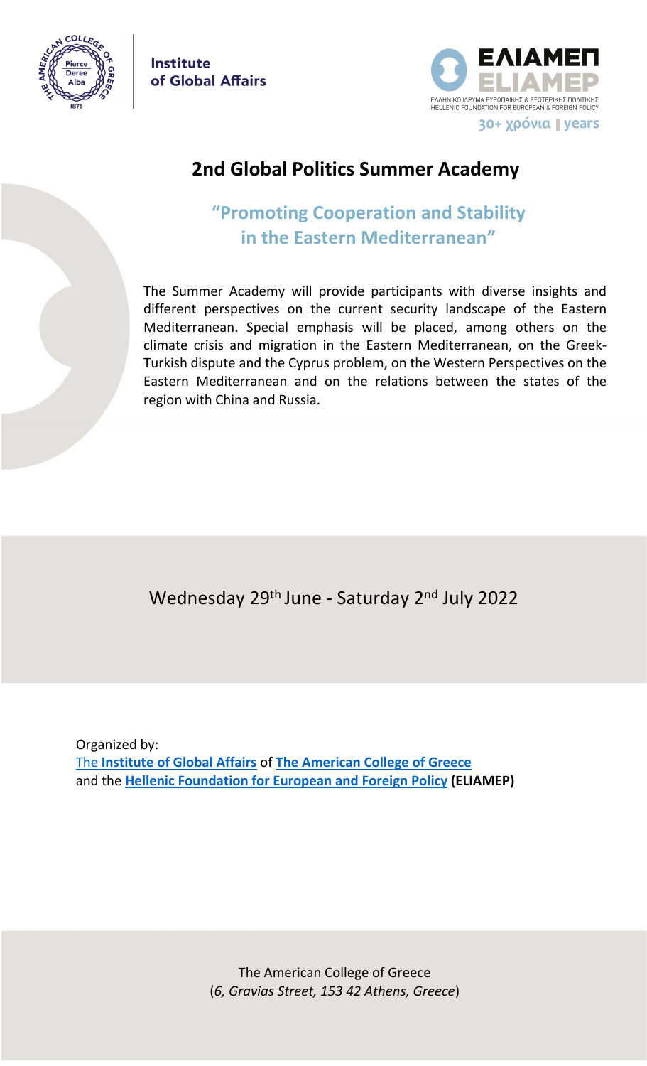Institute of Global Affairs

ΕΛΙΑΜΕΠ ELIAMEP

ΕΛΛΗΝΙΚΟ ΙΔΡΥΜΑ ΕΥΡΩΠΑΪΚΗΣ & ΕΞΩΤΕΡΙΚΗΣ ΠΟΛΙΤΙΚΗΣ
HELLENIC FOUNDATION FOR EUROPEAN & FOREIGN POLICY

30+ χρόνια | years

# 2nd Global Politics Summer Academy

## "Promoting Cooperation and Stability in the Eastern Mediterranean"

The Summer Academy will provide participants with diverse insights and different perspectives on the current security landscape of the Eastern Mediterranean. Special emphasis will be placed, among others on the climate crisis and migration in the Eastern Mediterranean, on the Greek-Turkish dispute and the Cyprus problem, on the Western Perspectives on the Eastern Mediterranean and on the relations between the states of the region with China and Russia.

Wednesday 29th June - Saturday 2nd July 2022

Organized by:
The **Institute of Global Affairs** of **The American College of Greece**
and the **Hellenic Foundation for European and Foreign Policy (ELIAMEP)**

The American College of Greece
(*6, Gravias Street, 153 42 Athens, Greece*)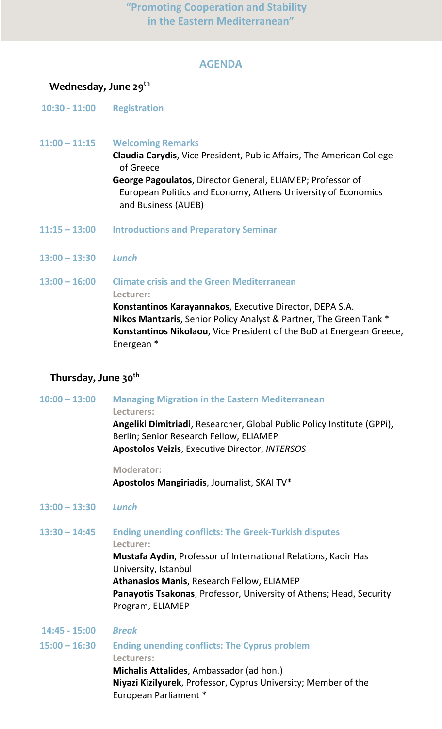# "Promoting Cooperation and Stability in the Eastern Mediterranean"

## AGENDA

### Wednesday, June 29th

**10:30 - 11:00** **Registration**

**11:00 – 11:15** **Welcoming Remarks**

**Claudia Carydis**, Vice President, Public Affairs, The American College of Greece

**George Pagoulatos**, Director General, ELIAMEP; Professor of European Politics and Economy, Athens University of Economics and Business (AUEB)

**11:15 – 13:00** **Introductions and Preparatory Seminar**

**13:00 – 13:30** ***Lunch***

**13:00 – 16:00** **Climate crisis and the Green Mediterranean**

Lecturer:

**Konstantinos Karayannakos**, Executive Director, DEPA S.A.

**Nikos Mantzaris**, Senior Policy Analyst & Partner, The Green Tank *

**Konstantinos Nikolaou**, Vice President of the BoD at Energean Greece, Energean *

### Thursday, June 30th

**10:00 – 13:00** **Managing Migration in the Eastern Mediterranean**

Lecturers:

**Angeliki Dimitriadi**, Researcher, Global Public Policy Institute (GPPi), Berlin; Senior Research Fellow, ELIAMEP

**Apostolos Veizis**, Executive Director, *INTERSOS*

Moderator:

**Apostolos Mangiriadis**, Journalist, SKAI TV*

**13:00 – 13:30** ***Lunch***

**13:30 – 14:45** **Ending unending conflicts: The Greek-Turkish disputes**

Lecturer:

**Mustafa Aydin**, Professor of International Relations, Kadir Has University, Istanbul

**Athanasios Manis**, Research Fellow, ELIAMEP

**Panayotis Tsakonas**, Professor, University of Athens; Head, Security Program, ELIAMEP

**14:45 - 15:00** ***Break***

**15:00 – 16:30** **Ending unending conflicts: The Cyprus problem**

Lecturers:

**Michalis Attalides**, Ambassador (ad hon.)

**Niyazi Kizilyurek**, Professor, Cyprus University; Member of the European Parliament *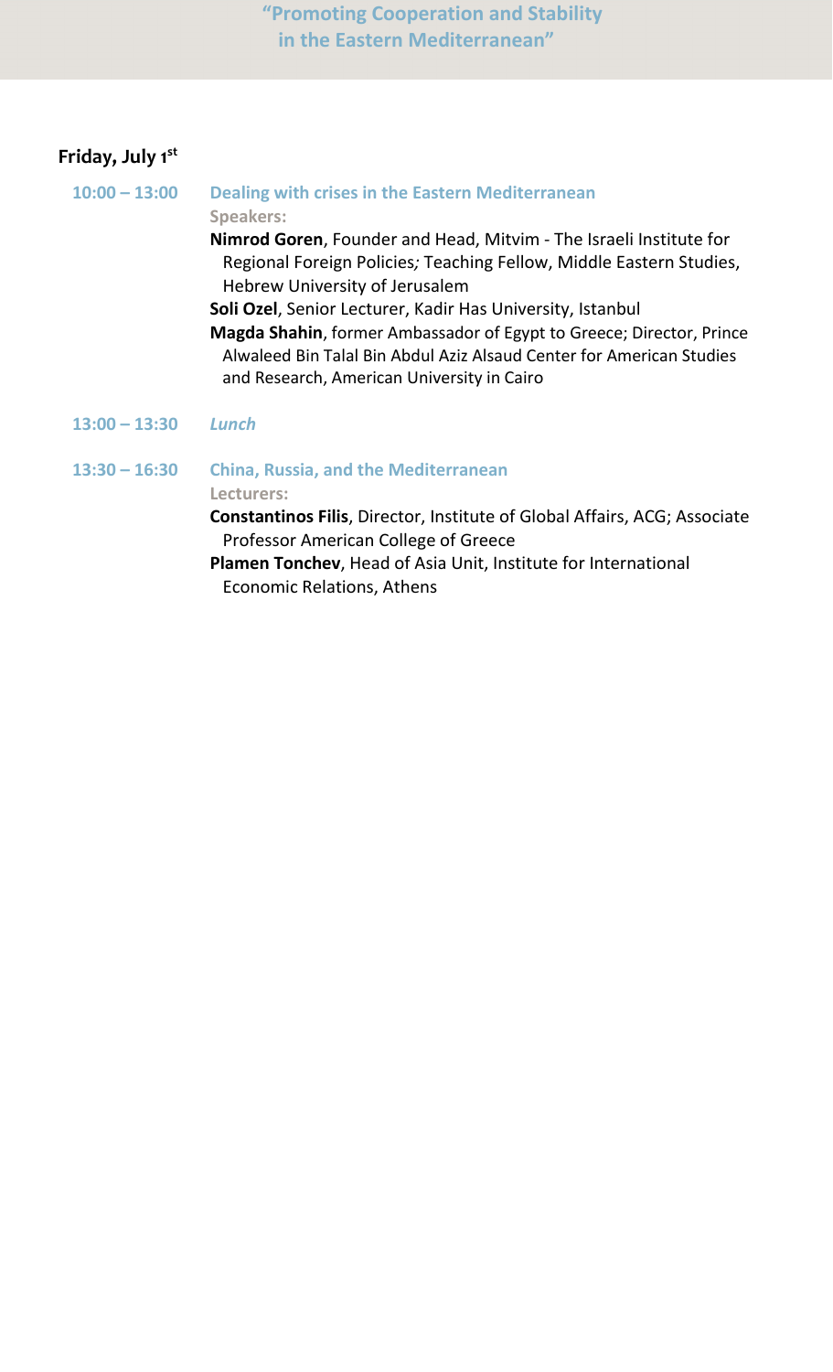## Friday, July 1st

**10:00 – 13:00** **Dealing with crises in the Eastern Mediterranean**

**Speakers:**

**Nimrod Goren**, Founder and Head, Mitvim - The Israeli Institute for Regional Foreign Policies*;* Teaching Fellow, Middle Eastern Studies, Hebrew University of Jerusalem

**Soli Ozel**, Senior Lecturer, Kadir Has University, Istanbul

**Magda Shahin**, former Ambassador of Egypt to Greece; Director, Prince Alwaleed Bin Talal Bin Abdul Aziz Alsaud Center for American Studies and Research, American University in Cairo

**13:00 – 13:30** ***Lunch***

**13:30 – 16:30** **China, Russia, and the Mediterranean**

**Lecturers:**

**Constantinos Filis**, Director, Institute of Global Affairs, ACG; Associate Professor American College of Greece

**Plamen Tonchev**, Head of Asia Unit, Institute for International Economic Relations, Athens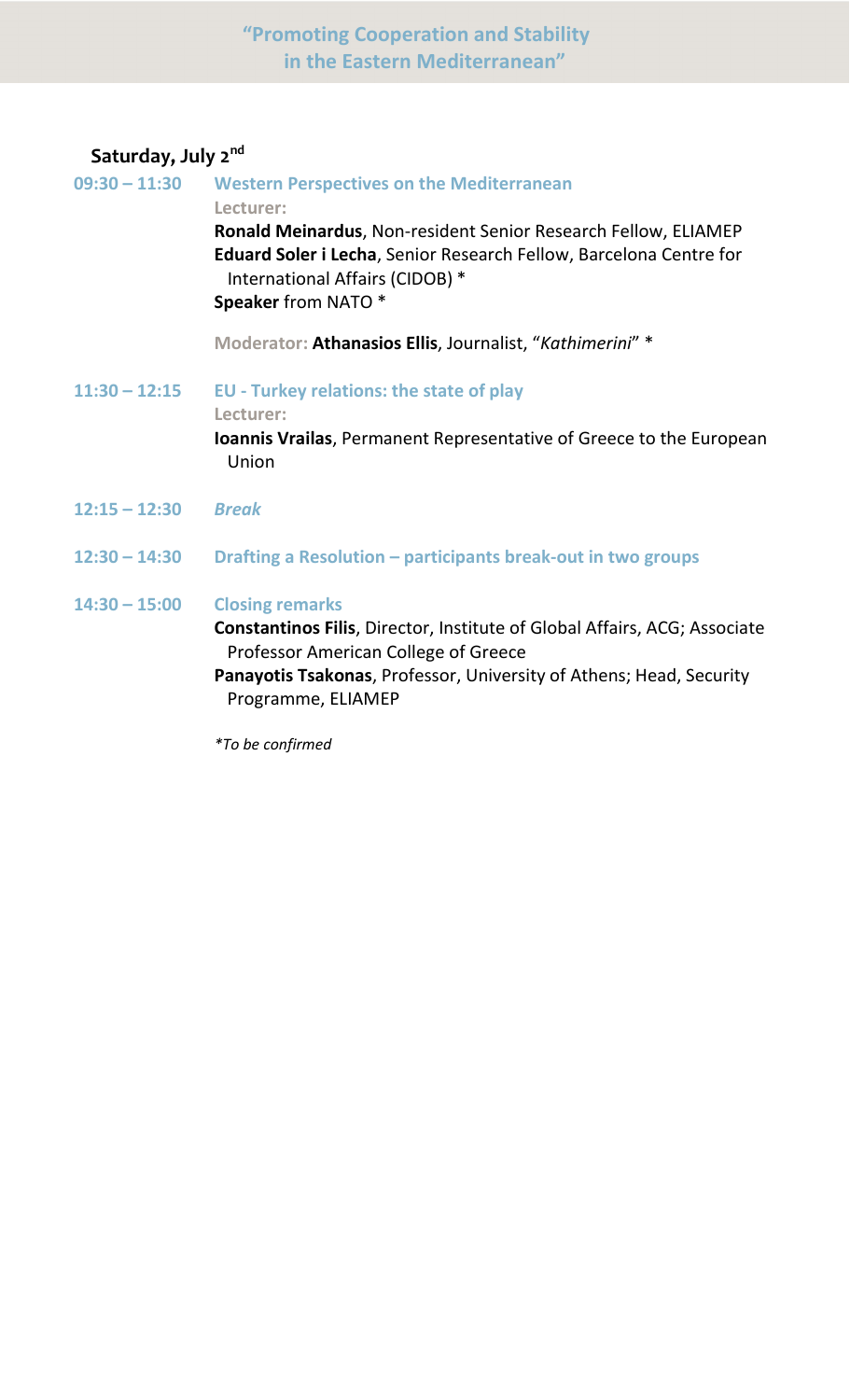**Saturday, July 2nd**

**09:30 – 11:30** **Western Perspectives on the Mediterranean**

Lecturer:

**Ronald Meinardus**, Non-resident Senior Research Fellow, ELIAMEP

**Eduard Soler i Lecha**, Senior Research Fellow, Barcelona Centre for International Affairs (CIDOB) *

**Speaker** from NATO *

Moderator: **Athanasios Ellis**, Journalist, "*Kathimerini*" *

**11:30 – 12:15** **EU - Turkey relations: the state of play**

Lecturer:

**Ioannis Vrailas**, Permanent Representative of Greece to the European Union

**12:15 – 12:30** ***Break***

**12:30 – 14:30** **Drafting a Resolution – participants break-out in two groups**

**14:30 – 15:00** **Closing remarks**

**Constantinos Filis**, Director, Institute of Global Affairs, ACG; Associate Professor American College of Greece

**Panayotis Tsakonas**, Professor, University of Athens; Head, Security Programme, ELIAMEP

*\*To be confirmed*